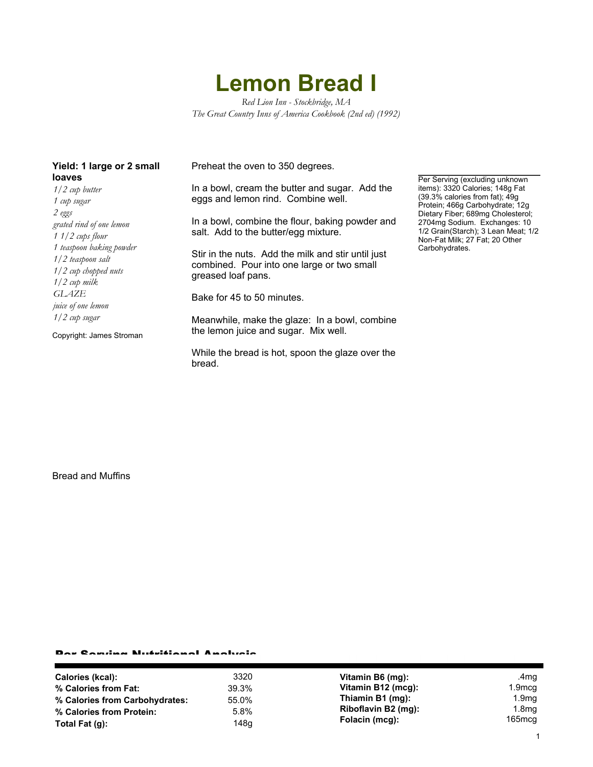# Lemon Bread I

*Red Lion Inn - Stockbridge, MA*
*The Great Country Inns of America Cookbook (2nd ed) (1992)*

**Yield: 1 large or 2 small loaves**

*1/2 cup butter*
*1 cup sugar*
*2 eggs*
*grated rind of one lemon*
*1 1/2 cups flour*
*1 teaspoon baking powder*
*1/2 teaspoon salt*
*1/2 cup chopped nuts*
*1/2 cup milk*
*GLAZE*
*juice of one lemon*
*1/2 cup sugar*

Copyright: James Stroman

Preheat the oven to 350 degrees.

In a bowl, cream the butter and sugar. Add the eggs and lemon rind. Combine well.

In a bowl, combine the flour, baking powder and salt. Add to the butter/egg mixture.

Stir in the nuts. Add the milk and stir until just combined. Pour into one large or two small greased loaf pans.

Bake for 45 to 50 minutes.

Meanwhile, make the glaze: In a bowl, combine the lemon juice and sugar. Mix well.

While the bread is hot, spoon the glaze over the bread.

Per Serving (excluding unknown items): 3320 Calories; 148g Fat (39.3% calories from fat); 49g Protein; 466g Carbohydrate; 12g Dietary Fiber; 689mg Cholesterol; 2704mg Sodium. Exchanges: 10 1/2 Grain(Starch); 3 Lean Meat; 1/2 Non-Fat Milk; 27 Fat; 20 Other Carbohydrates.

Bread and Muffins

## Per Serving Nutritional Analysis

| | | | |
|---|---|---|---|
| **Calories (kcal):** | 3320 | **Vitamin B6 (mg):** | .4mg |
| **% Calories from Fat:** | 39.3% | **Vitamin B12 (mcg):** | 1.9mcg |
| **% Calories from Carbohydrates:** | 55.0% | **Thiamin B1 (mg):** | 1.9mg |
| **% Calories from Protein:** | 5.8% | **Riboflavin B2 (mg):** | 1.8mg |
| **Total Fat (g):** | 148g | **Folacin (mcg):** | 165mcg |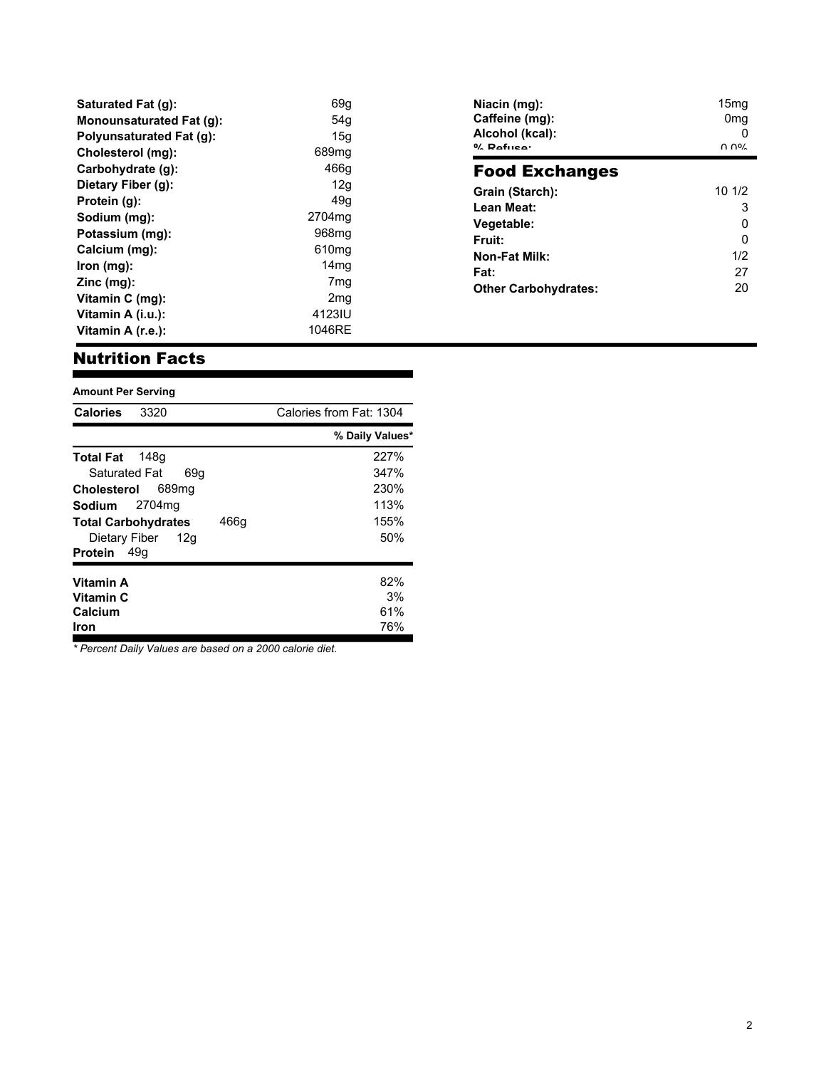| | |
|---|---|
| **Saturated Fat (g):** | 69g |
| **Monounsaturated Fat (g):** | 54g |
| **Polyunsaturated Fat (g):** | 15g |
| **Cholesterol (mg):** | 689mg |
| **Carbohydrate (g):** | 466g |
| **Dietary Fiber (g):** | 12g |
| **Protein (g):** | 49g |
| **Sodium (mg):** | 2704mg |
| **Potassium (mg):** | 968mg |
| **Calcium (mg):** | 610mg |
| **Iron (mg):** | 14mg |
| **Zinc (mg):** | 7mg |
| **Vitamin C (mg):** | 2mg |
| **Vitamin A (i.u.):** | 4123IU |
| **Vitamin A (r.e.):** | 1046RE |

| | |
|---|---|
| **Niacin (mg):** | 15mg |
| **Caffeine (mg):** | 0mg |
| **Alcohol (kcal):** | 0 |
| **% Refuse:** | 0.0% |

## Food Exchanges

| | |
|---|---|
| **Grain (Starch):** | 10 1/2 |
| **Lean Meat:** | 3 |
| **Vegetable:** | 0 |
| **Fruit:** | 0 |
| **Non-Fat Milk:** | 1/2 |
| **Fat:** | 27 |
| **Other Carbohydrates:** | 20 |

## Nutrition Facts

**Amount Per Serving**

| | |
|---|---|
| **Calories** 3320 | Calories from Fat: 1304 |
| | **% Daily Values*** |
| **Total Fat** 148g | 227% |
| Saturated Fat 69g | 347% |
| **Cholesterol** 689mg | 230% |
| **Sodium** 2704mg | 113% |
| **Total Carbohydrates** 466g | 155% |
| Dietary Fiber 12g | 50% |
| **Protein** 49g | |
| **Vitamin A** | 82% |
| **Vitamin C** | 3% |
| **Calcium** | 61% |
| **Iron** | 76% |

*\* Percent Daily Values are based on a 2000 calorie diet.*